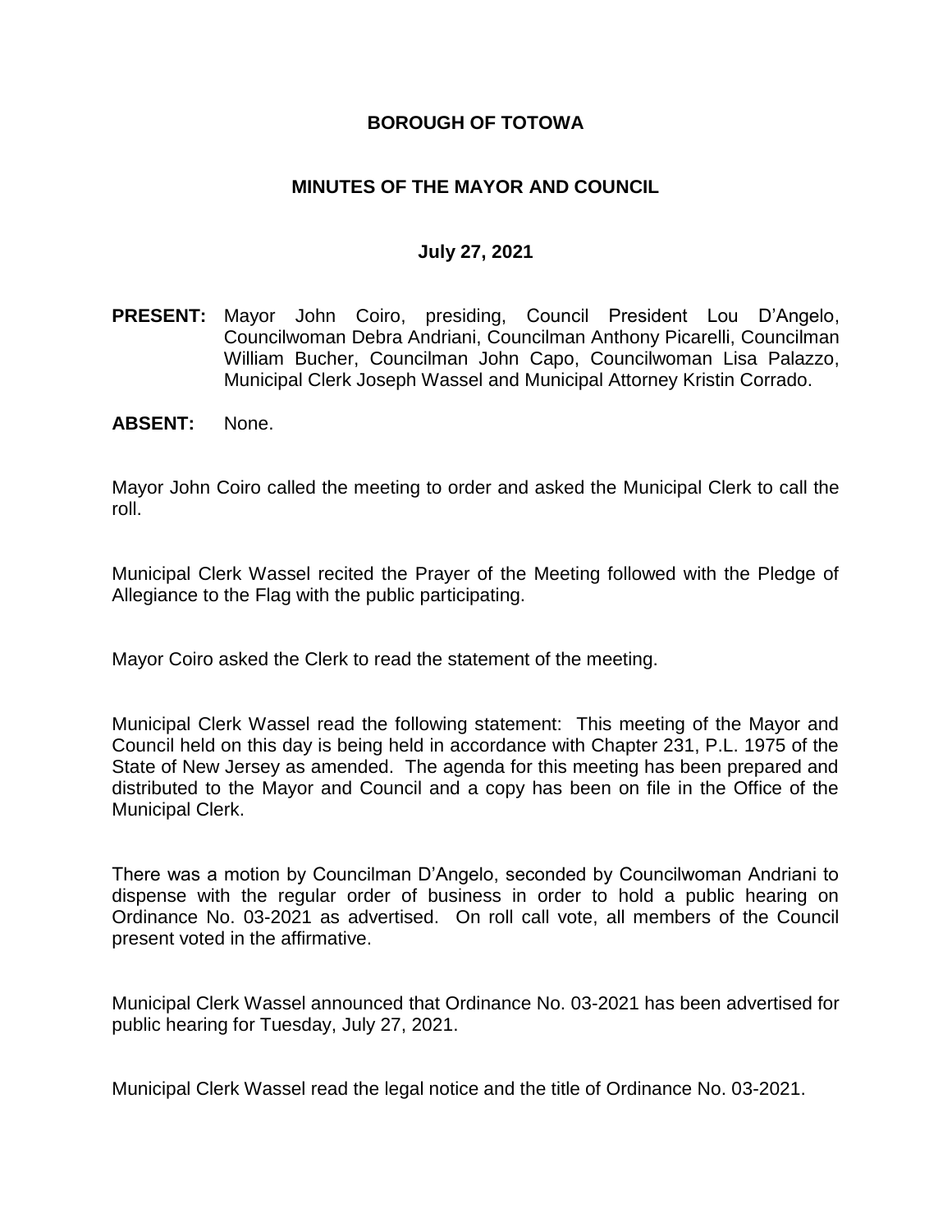# BOROUGH OF TOTOWA

## MINUTES OF THE MAYOR AND COUNCIL

### July 27, 2021

**PRESENT:** Mayor John Coiro, presiding, Council President Lou D'Angelo, Councilwoman Debra Andriani, Councilman Anthony Picarelli, Councilman William Bucher, Councilman John Capo, Councilwoman Lisa Palazzo, Municipal Clerk Joseph Wassel and Municipal Attorney Kristin Corrado.

**ABSENT:** None.

Mayor John Coiro called the meeting to order and asked the Municipal Clerk to call the roll.

Municipal Clerk Wassel recited the Prayer of the Meeting followed with the Pledge of Allegiance to the Flag with the public participating.

Mayor Coiro asked the Clerk to read the statement of the meeting.

Municipal Clerk Wassel read the following statement: This meeting of the Mayor and Council held on this day is being held in accordance with Chapter 231, P.L. 1975 of the State of New Jersey as amended. The agenda for this meeting has been prepared and distributed to the Mayor and Council and a copy has been on file in the Office of the Municipal Clerk.

There was a motion by Councilman D'Angelo, seconded by Councilwoman Andriani to dispense with the regular order of business in order to hold a public hearing on Ordinance No. 03-2021 as advertised. On roll call vote, all members of the Council present voted in the affirmative.

Municipal Clerk Wassel announced that Ordinance No. 03-2021 has been advertised for public hearing for Tuesday, July 27, 2021.

Municipal Clerk Wassel read the legal notice and the title of Ordinance No. 03-2021.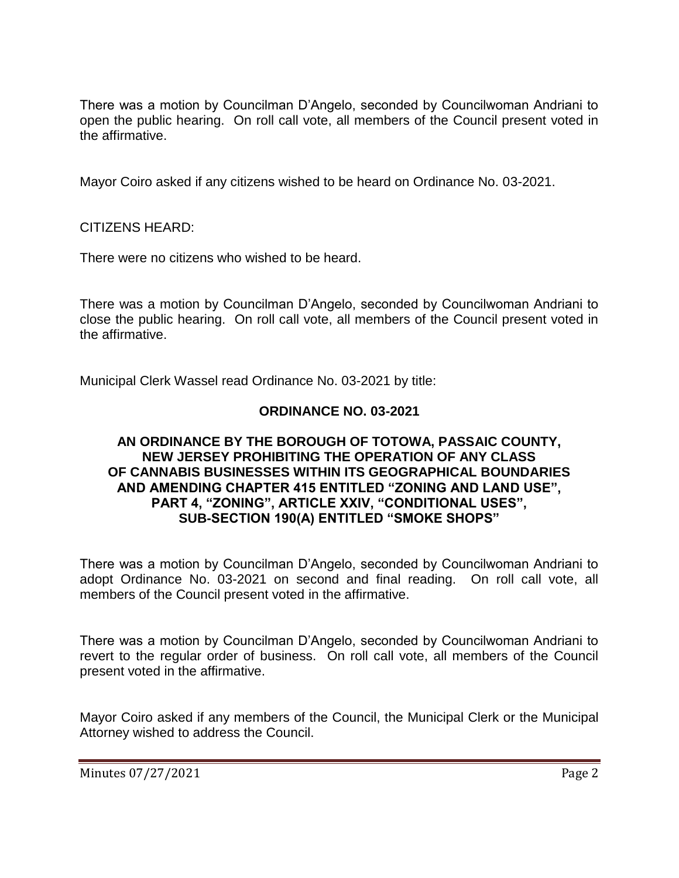There was a motion by Councilman D'Angelo, seconded by Councilwoman Andriani to open the public hearing. On roll call vote, all members of the Council present voted in the affirmative.

Mayor Coiro asked if any citizens wished to be heard on Ordinance No. 03-2021.

CITIZENS HEARD:

There were no citizens who wished to be heard.

There was a motion by Councilman D'Angelo, seconded by Councilwoman Andriani to close the public hearing. On roll call vote, all members of the Council present voted in the affirmative.

Municipal Clerk Wassel read Ordinance No. 03-2021 by title:

**ORDINANCE NO. 03-2021**

**AN ORDINANCE BY THE BOROUGH OF TOTOWA, PASSAIC COUNTY, NEW JERSEY PROHIBITING THE OPERATION OF ANY CLASS OF CANNABIS BUSINESSES WITHIN ITS GEOGRAPHICAL BOUNDARIES AND AMENDING CHAPTER 415 ENTITLED "ZONING AND LAND USE", PART 4, "ZONING", ARTICLE XXIV, "CONDITIONAL USES", SUB-SECTION 190(A) ENTITLED "SMOKE SHOPS"**

There was a motion by Councilman D'Angelo, seconded by Councilwoman Andriani to adopt Ordinance No. 03-2021 on second and final reading. On roll call vote, all members of the Council present voted in the affirmative.

There was a motion by Councilman D'Angelo, seconded by Councilwoman Andriani to revert to the regular order of business. On roll call vote, all members of the Council present voted in the affirmative.

Mayor Coiro asked if any members of the Council, the Municipal Clerk or the Municipal Attorney wished to address the Council.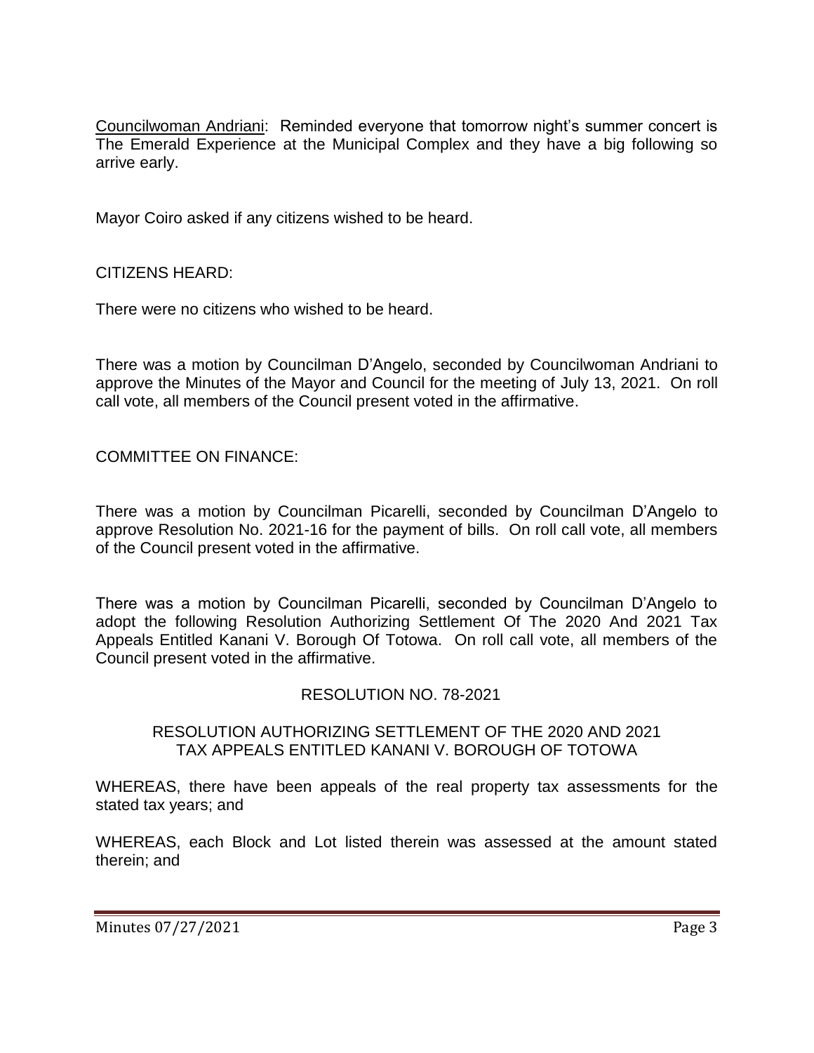Councilwoman Andriani: Reminded everyone that tomorrow night's summer concert is The Emerald Experience at the Municipal Complex and they have a big following so arrive early.

Mayor Coiro asked if any citizens wished to be heard.

CITIZENS HEARD:

There were no citizens who wished to be heard.

There was a motion by Councilman D'Angelo, seconded by Councilwoman Andriani to approve the Minutes of the Mayor and Council for the meeting of July 13, 2021. On roll call vote, all members of the Council present voted in the affirmative.

COMMITTEE ON FINANCE:

There was a motion by Councilman Picarelli, seconded by Councilman D'Angelo to approve Resolution No. 2021-16 for the payment of bills. On roll call vote, all members of the Council present voted in the affirmative.

There was a motion by Councilman Picarelli, seconded by Councilman D'Angelo to adopt the following Resolution Authorizing Settlement Of The 2020 And 2021 Tax Appeals Entitled Kanani V. Borough Of Totowa. On roll call vote, all members of the Council present voted in the affirmative.

RESOLUTION NO. 78-2021

RESOLUTION AUTHORIZING SETTLEMENT OF THE 2020 AND 2021 TAX APPEALS ENTITLED KANANI V. BOROUGH OF TOTOWA

WHEREAS, there have been appeals of the real property tax assessments for the stated tax years; and

WHEREAS, each Block and Lot listed therein was assessed at the amount stated therein; and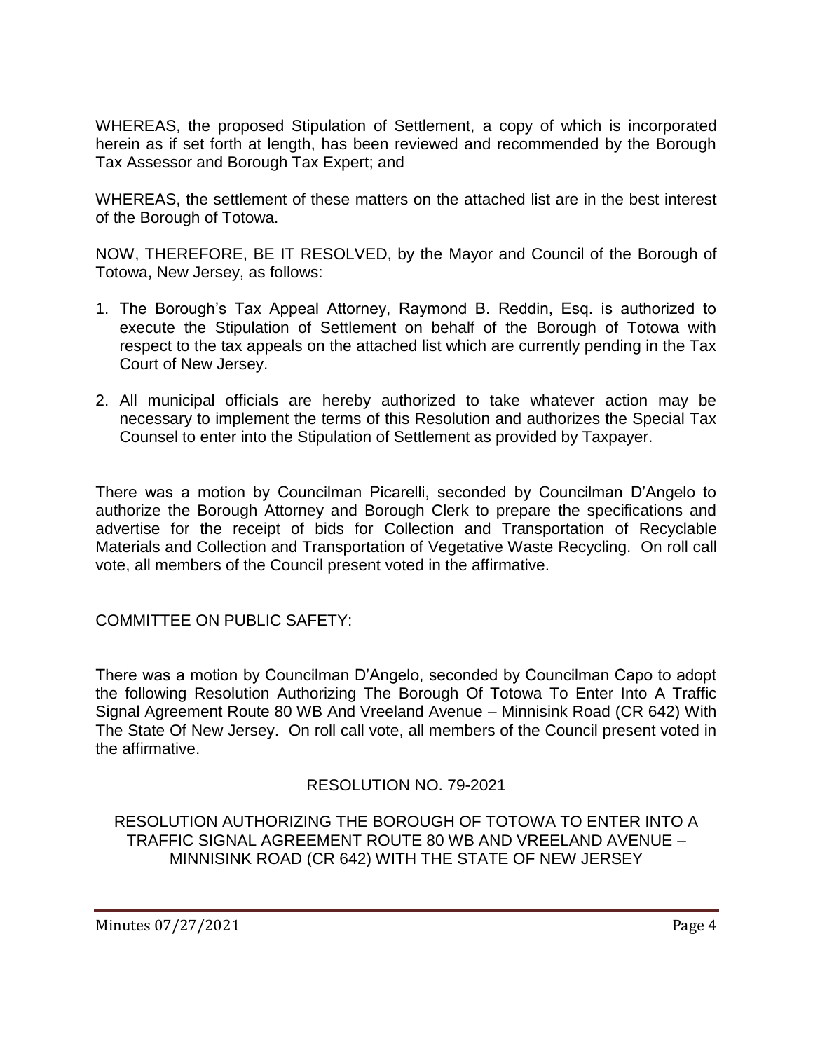WHEREAS, the proposed Stipulation of Settlement, a copy of which is incorporated herein as if set forth at length, has been reviewed and recommended by the Borough Tax Assessor and Borough Tax Expert; and

WHEREAS, the settlement of these matters on the attached list are in the best interest of the Borough of Totowa.

NOW, THEREFORE, BE IT RESOLVED, by the Mayor and Council of the Borough of Totowa, New Jersey, as follows:

1. The Borough's Tax Appeal Attorney, Raymond B. Reddin, Esq. is authorized to execute the Stipulation of Settlement on behalf of the Borough of Totowa with respect to the tax appeals on the attached list which are currently pending in the Tax Court of New Jersey.

2. All municipal officials are hereby authorized to take whatever action may be necessary to implement the terms of this Resolution and authorizes the Special Tax Counsel to enter into the Stipulation of Settlement as provided by Taxpayer.

There was a motion by Councilman Picarelli, seconded by Councilman D'Angelo to authorize the Borough Attorney and Borough Clerk to prepare the specifications and advertise for the receipt of bids for Collection and Transportation of Recyclable Materials and Collection and Transportation of Vegetative Waste Recycling. On roll call vote, all members of the Council present voted in the affirmative.

COMMITTEE ON PUBLIC SAFETY:

There was a motion by Councilman D'Angelo, seconded by Councilman Capo to adopt the following Resolution Authorizing The Borough Of Totowa To Enter Into A Traffic Signal Agreement Route 80 WB And Vreeland Avenue – Minnisink Road (CR 642) With The State Of New Jersey. On roll call vote, all members of the Council present voted in the affirmative.

RESOLUTION NO. 79-2021

RESOLUTION AUTHORIZING THE BOROUGH OF TOTOWA TO ENTER INTO A TRAFFIC SIGNAL AGREEMENT ROUTE 80 WB AND VREELAND AVENUE – MINNISINK ROAD (CR 642) WITH THE STATE OF NEW JERSEY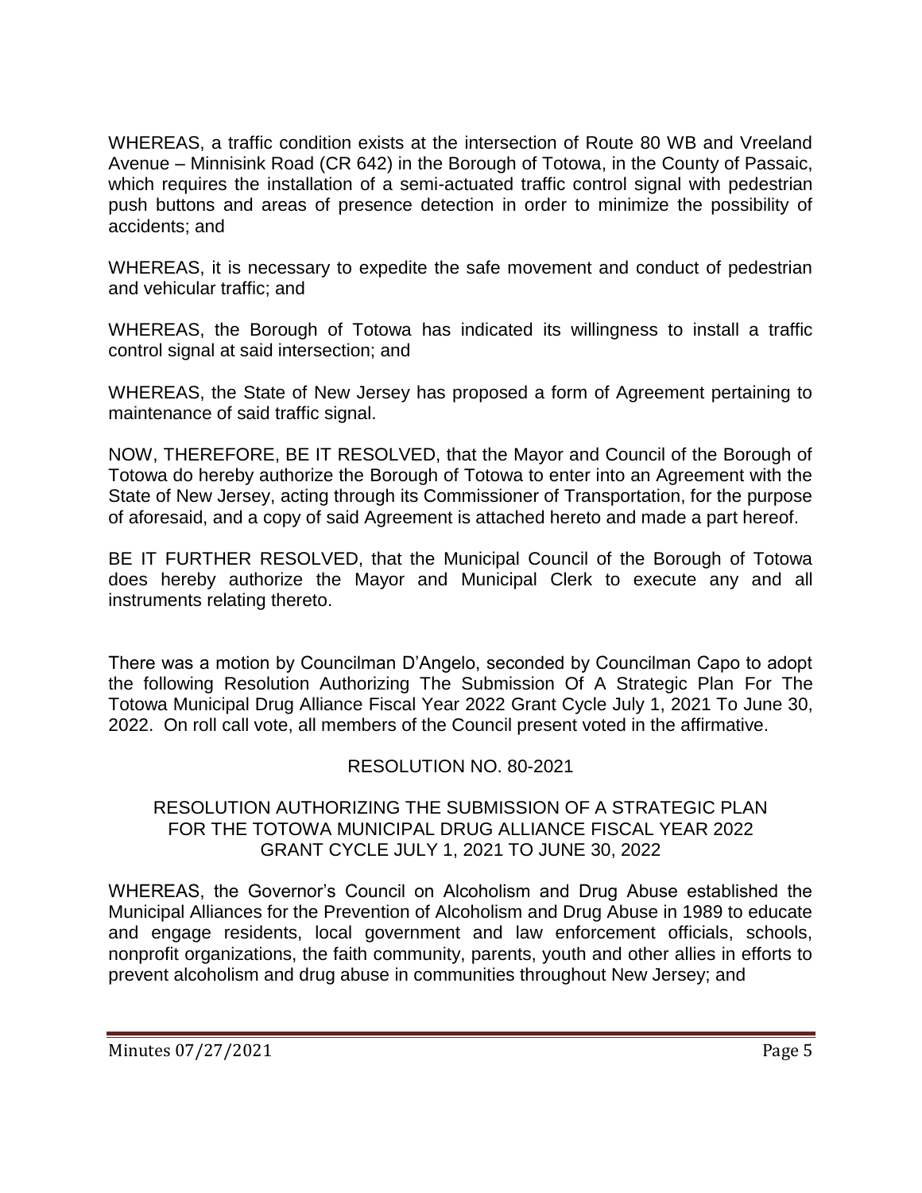WHEREAS, a traffic condition exists at the intersection of Route 80 WB and Vreeland Avenue – Minnisink Road (CR 642) in the Borough of Totowa, in the County of Passaic, which requires the installation of a semi-actuated traffic control signal with pedestrian push buttons and areas of presence detection in order to minimize the possibility of accidents; and

WHEREAS, it is necessary to expedite the safe movement and conduct of pedestrian and vehicular traffic; and

WHEREAS, the Borough of Totowa has indicated its willingness to install a traffic control signal at said intersection; and

WHEREAS, the State of New Jersey has proposed a form of Agreement pertaining to maintenance of said traffic signal.

NOW, THEREFORE, BE IT RESOLVED, that the Mayor and Council of the Borough of Totowa do hereby authorize the Borough of Totowa to enter into an Agreement with the State of New Jersey, acting through its Commissioner of Transportation, for the purpose of aforesaid, and a copy of said Agreement is attached hereto and made a part hereof.

BE IT FURTHER RESOLVED, that the Municipal Council of the Borough of Totowa does hereby authorize the Mayor and Municipal Clerk to execute any and all instruments relating thereto.

There was a motion by Councilman D'Angelo, seconded by Councilman Capo to adopt the following Resolution Authorizing The Submission Of A Strategic Plan For The Totowa Municipal Drug Alliance Fiscal Year 2022 Grant Cycle July 1, 2021 To June 30, 2022. On roll call vote, all members of the Council present voted in the affirmative.

RESOLUTION NO. 80-2021

RESOLUTION AUTHORIZING THE SUBMISSION OF A STRATEGIC PLAN FOR THE TOTOWA MUNICIPAL DRUG ALLIANCE FISCAL YEAR 2022 GRANT CYCLE JULY 1, 2021 TO JUNE 30, 2022

WHEREAS, the Governor's Council on Alcoholism and Drug Abuse established the Municipal Alliances for the Prevention of Alcoholism and Drug Abuse in 1989 to educate and engage residents, local government and law enforcement officials, schools, nonprofit organizations, the faith community, parents, youth and other allies in efforts to prevent alcoholism and drug abuse in communities throughout New Jersey; and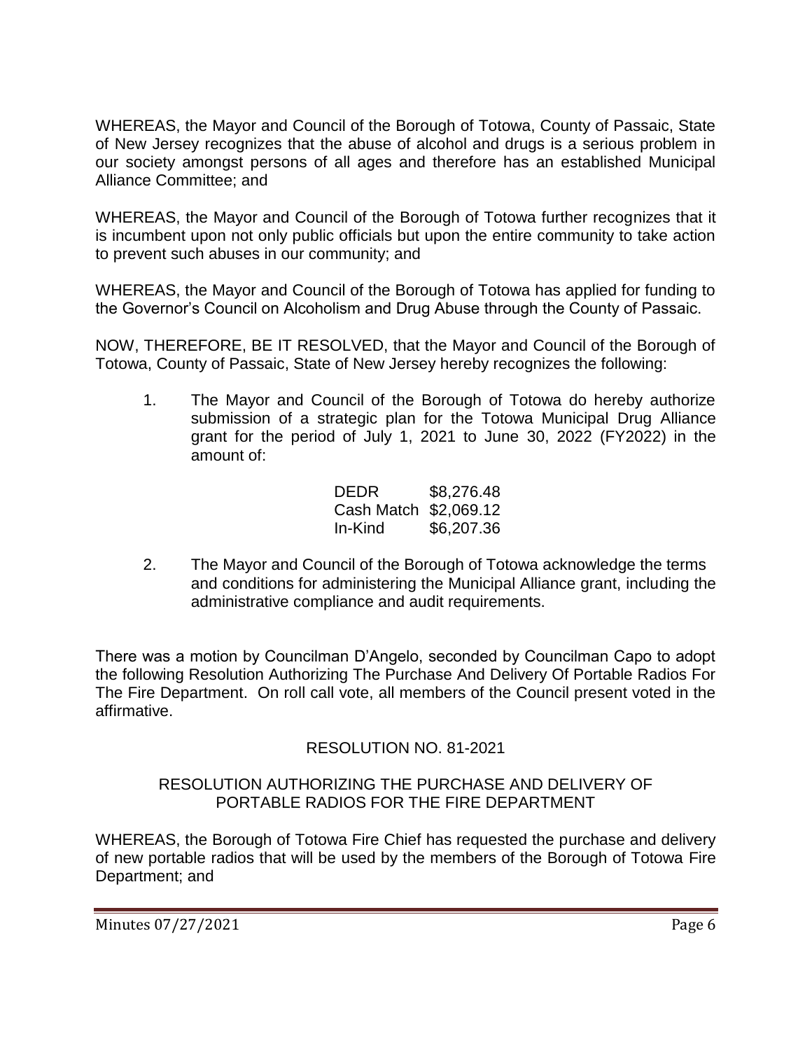WHEREAS, the Mayor and Council of the Borough of Totowa, County of Passaic, State of New Jersey recognizes that the abuse of alcohol and drugs is a serious problem in our society amongst persons of all ages and therefore has an established Municipal Alliance Committee; and

WHEREAS, the Mayor and Council of the Borough of Totowa further recognizes that it is incumbent upon not only public officials but upon the entire community to take action to prevent such abuses in our community; and

WHEREAS, the Mayor and Council of the Borough of Totowa has applied for funding to the Governor's Council on Alcoholism and Drug Abuse through the County of Passaic.

NOW, THEREFORE, BE IT RESOLVED, that the Mayor and Council of the Borough of Totowa, County of Passaic, State of New Jersey hereby recognizes the following:

1. The Mayor and Council of the Borough of Totowa do hereby authorize submission of a strategic plan for the Totowa Municipal Drug Alliance grant for the period of July 1, 2021 to June 30, 2022 (FY2022) in the amount of:

   | | |
   |---|---|
   | DEDR | $8,276.48 |
   | Cash Match | $2,069.12 |
   | In-Kind | $6,207.36 |

2. The Mayor and Council of the Borough of Totowa acknowledge the terms and conditions for administering the Municipal Alliance grant, including the administrative compliance and audit requirements.

There was a motion by Councilman D'Angelo, seconded by Councilman Capo to adopt the following Resolution Authorizing The Purchase And Delivery Of Portable Radios For The Fire Department. On roll call vote, all members of the Council present voted in the affirmative.

RESOLUTION NO. 81-2021

RESOLUTION AUTHORIZING THE PURCHASE AND DELIVERY OF PORTABLE RADIOS FOR THE FIRE DEPARTMENT

WHEREAS, the Borough of Totowa Fire Chief has requested the purchase and delivery of new portable radios that will be used by the members of the Borough of Totowa Fire Department; and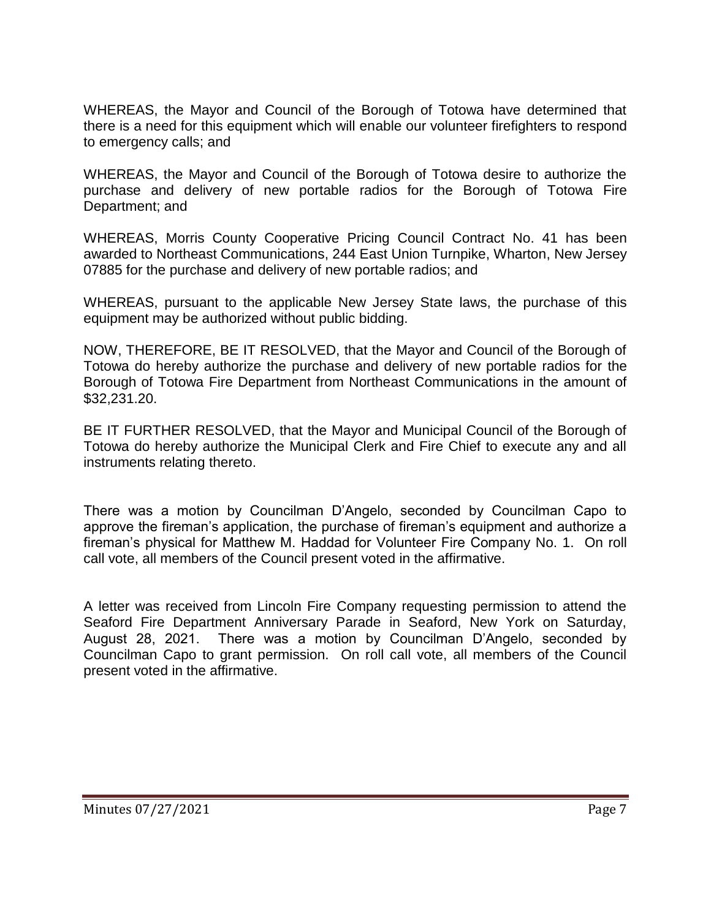WHEREAS, the Mayor and Council of the Borough of Totowa have determined that there is a need for this equipment which will enable our volunteer firefighters to respond to emergency calls; and

WHEREAS, the Mayor and Council of the Borough of Totowa desire to authorize the purchase and delivery of new portable radios for the Borough of Totowa Fire Department; and

WHEREAS, Morris County Cooperative Pricing Council Contract No. 41 has been awarded to Northeast Communications, 244 East Union Turnpike, Wharton, New Jersey 07885 for the purchase and delivery of new portable radios; and

WHEREAS, pursuant to the applicable New Jersey State laws, the purchase of this equipment may be authorized without public bidding.

NOW, THEREFORE, BE IT RESOLVED, that the Mayor and Council of the Borough of Totowa do hereby authorize the purchase and delivery of new portable radios for the Borough of Totowa Fire Department from Northeast Communications in the amount of $32,231.20.

BE IT FURTHER RESOLVED, that the Mayor and Municipal Council of the Borough of Totowa do hereby authorize the Municipal Clerk and Fire Chief to execute any and all instruments relating thereto.

There was a motion by Councilman D'Angelo, seconded by Councilman Capo to approve the fireman's application, the purchase of fireman's equipment and authorize a fireman's physical for Matthew M. Haddad for Volunteer Fire Company No. 1. On roll call vote, all members of the Council present voted in the affirmative.

A letter was received from Lincoln Fire Company requesting permission to attend the Seaford Fire Department Anniversary Parade in Seaford, New York on Saturday, August 28, 2021. There was a motion by Councilman D'Angelo, seconded by Councilman Capo to grant permission. On roll call vote, all members of the Council present voted in the affirmative.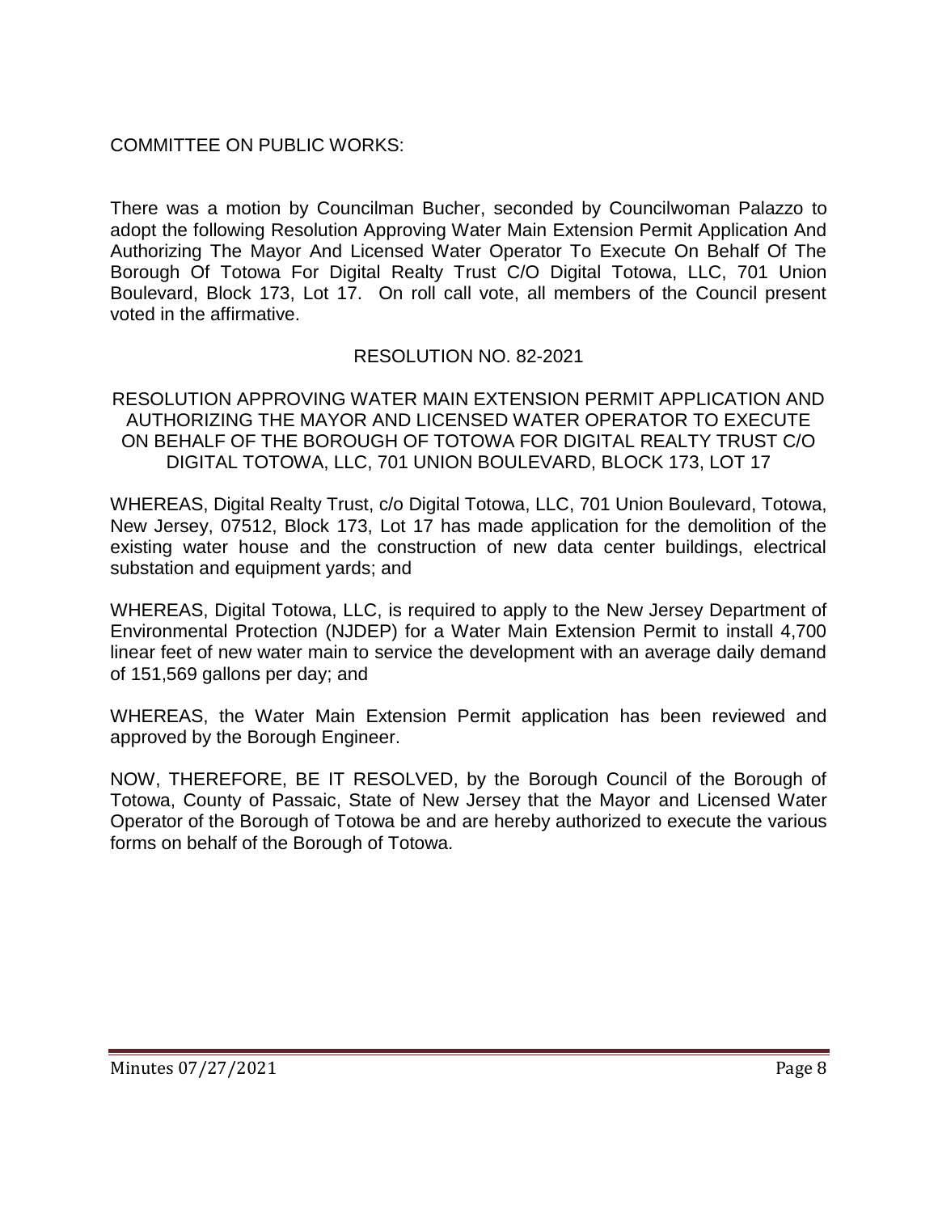COMMITTEE ON PUBLIC WORKS:

There was a motion by Councilman Bucher, seconded by Councilwoman Palazzo to adopt the following Resolution Approving Water Main Extension Permit Application And Authorizing The Mayor And Licensed Water Operator To Execute On Behalf Of The Borough Of Totowa For Digital Realty Trust C/O Digital Totowa, LLC, 701 Union Boulevard, Block 173, Lot 17. On roll call vote, all members of the Council present voted in the affirmative.

RESOLUTION NO. 82-2021

RESOLUTION APPROVING WATER MAIN EXTENSION PERMIT APPLICATION AND AUTHORIZING THE MAYOR AND LICENSED WATER OPERATOR TO EXECUTE ON BEHALF OF THE BOROUGH OF TOTOWA FOR DIGITAL REALTY TRUST C/O DIGITAL TOTOWA, LLC, 701 UNION BOULEVARD, BLOCK 173, LOT 17

WHEREAS, Digital Realty Trust, c/o Digital Totowa, LLC, 701 Union Boulevard, Totowa, New Jersey, 07512, Block 173, Lot 17 has made application for the demolition of the existing water house and the construction of new data center buildings, electrical substation and equipment yards; and

WHEREAS, Digital Totowa, LLC, is required to apply to the New Jersey Department of Environmental Protection (NJDEP) for a Water Main Extension Permit to install 4,700 linear feet of new water main to service the development with an average daily demand of 151,569 gallons per day; and

WHEREAS, the Water Main Extension Permit application has been reviewed and approved by the Borough Engineer.

NOW, THEREFORE, BE IT RESOLVED, by the Borough Council of the Borough of Totowa, County of Passaic, State of New Jersey that the Mayor and Licensed Water Operator of the Borough of Totowa be and are hereby authorized to execute the various forms on behalf of the Borough of Totowa.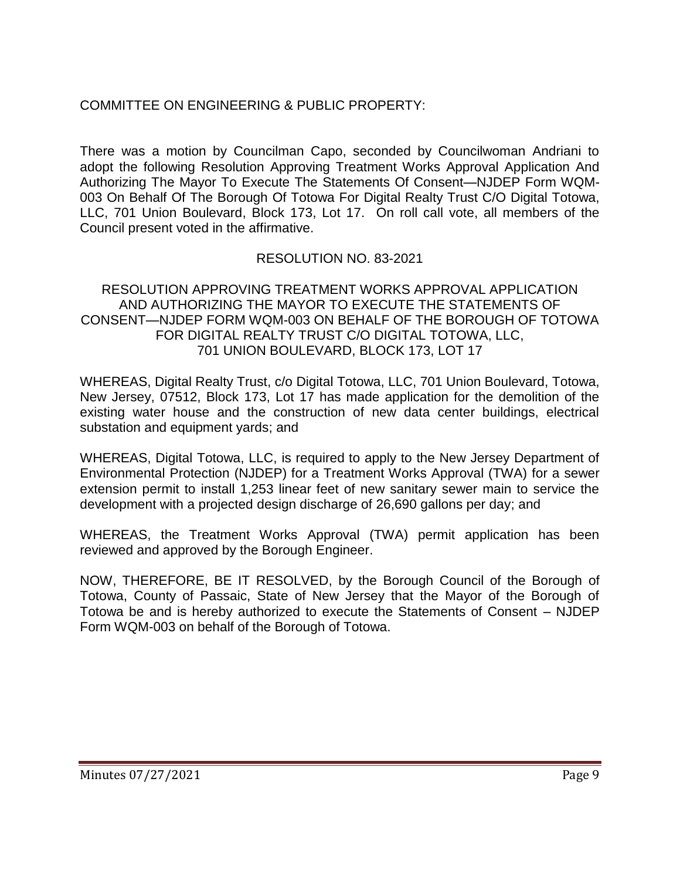COMMITTEE ON ENGINEERING & PUBLIC PROPERTY:

There was a motion by Councilman Capo, seconded by Councilwoman Andriani to adopt the following Resolution Approving Treatment Works Approval Application And Authorizing The Mayor To Execute The Statements Of Consent—NJDEP Form WQM-003 On Behalf Of The Borough Of Totowa For Digital Realty Trust C/O Digital Totowa, LLC, 701 Union Boulevard, Block 173, Lot 17. On roll call vote, all members of the Council present voted in the affirmative.

RESOLUTION NO. 83-2021

RESOLUTION APPROVING TREATMENT WORKS APPROVAL APPLICATION AND AUTHORIZING THE MAYOR TO EXECUTE THE STATEMENTS OF CONSENT—NJDEP FORM WQM-003 ON BEHALF OF THE BOROUGH OF TOTOWA FOR DIGITAL REALTY TRUST C/O DIGITAL TOTOWA, LLC, 701 UNION BOULEVARD, BLOCK 173, LOT 17

WHEREAS, Digital Realty Trust, c/o Digital Totowa, LLC, 701 Union Boulevard, Totowa, New Jersey, 07512, Block 173, Lot 17 has made application for the demolition of the existing water house and the construction of new data center buildings, electrical substation and equipment yards; and

WHEREAS, Digital Totowa, LLC, is required to apply to the New Jersey Department of Environmental Protection (NJDEP) for a Treatment Works Approval (TWA) for a sewer extension permit to install 1,253 linear feet of new sanitary sewer main to service the development with a projected design discharge of 26,690 gallons per day; and

WHEREAS, the Treatment Works Approval (TWA) permit application has been reviewed and approved by the Borough Engineer.

NOW, THEREFORE, BE IT RESOLVED, by the Borough Council of the Borough of Totowa, County of Passaic, State of New Jersey that the Mayor of the Borough of Totowa be and is hereby authorized to execute the Statements of Consent – NJDEP Form WQM-003 on behalf of the Borough of Totowa.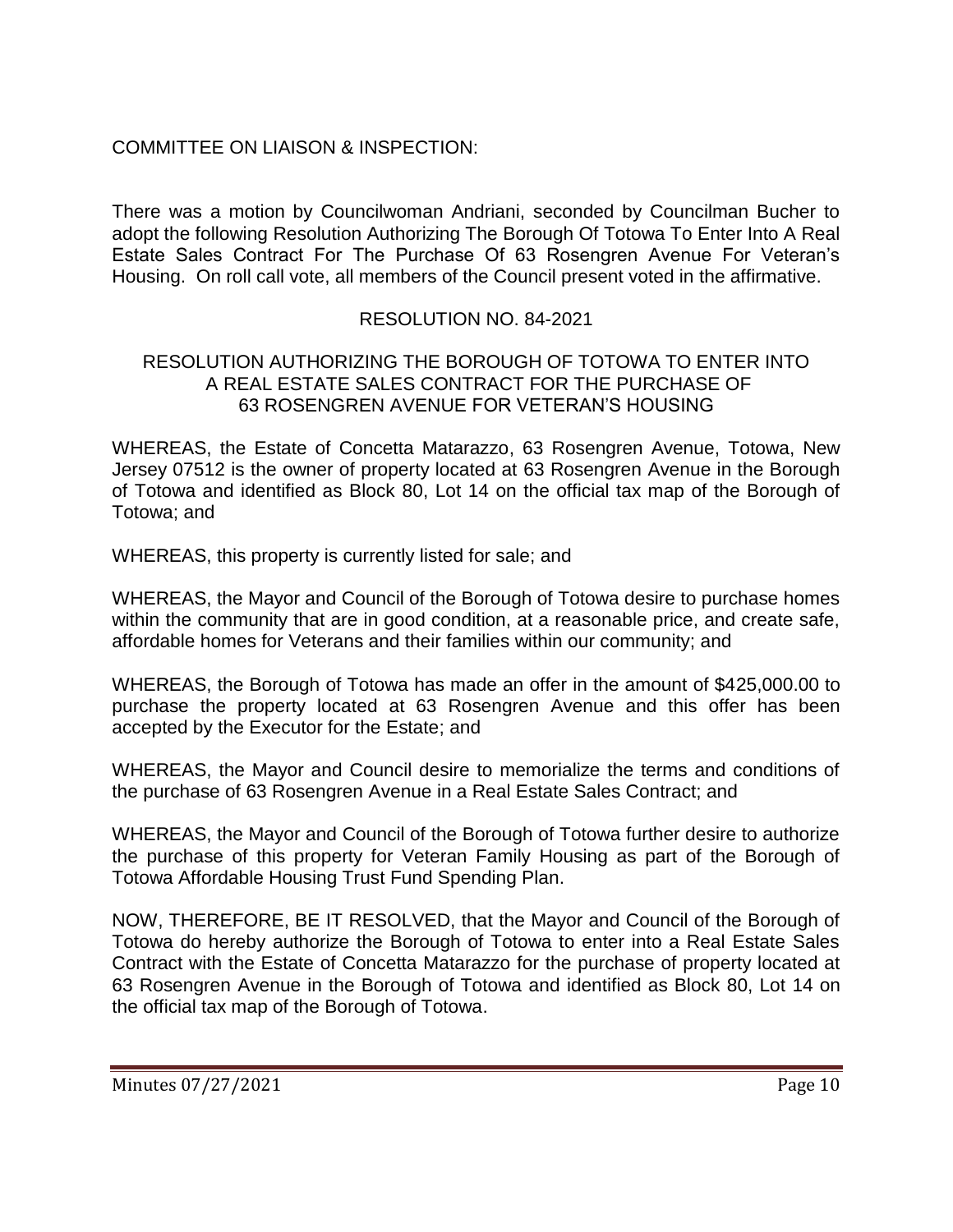COMMITTEE ON LIAISON & INSPECTION:

There was a motion by Councilwoman Andriani, seconded by Councilman Bucher to adopt the following Resolution Authorizing The Borough Of Totowa To Enter Into A Real Estate Sales Contract For The Purchase Of 63 Rosengren Avenue For Veteran's Housing. On roll call vote, all members of the Council present voted in the affirmative.

RESOLUTION NO. 84-2021

RESOLUTION AUTHORIZING THE BOROUGH OF TOTOWA TO ENTER INTO A REAL ESTATE SALES CONTRACT FOR THE PURCHASE OF 63 ROSENGREN AVENUE FOR VETERAN'S HOUSING

WHEREAS, the Estate of Concetta Matarazzo, 63 Rosengren Avenue, Totowa, New Jersey 07512 is the owner of property located at 63 Rosengren Avenue in the Borough of Totowa and identified as Block 80, Lot 14 on the official tax map of the Borough of Totowa; and

WHEREAS, this property is currently listed for sale; and

WHEREAS, the Mayor and Council of the Borough of Totowa desire to purchase homes within the community that are in good condition, at a reasonable price, and create safe, affordable homes for Veterans and their families within our community; and

WHEREAS, the Borough of Totowa has made an offer in the amount of $425,000.00 to purchase the property located at 63 Rosengren Avenue and this offer has been accepted by the Executor for the Estate; and

WHEREAS, the Mayor and Council desire to memorialize the terms and conditions of the purchase of 63 Rosengren Avenue in a Real Estate Sales Contract; and

WHEREAS, the Mayor and Council of the Borough of Totowa further desire to authorize the purchase of this property for Veteran Family Housing as part of the Borough of Totowa Affordable Housing Trust Fund Spending Plan.

NOW, THEREFORE, BE IT RESOLVED, that the Mayor and Council of the Borough of Totowa do hereby authorize the Borough of Totowa to enter into a Real Estate Sales Contract with the Estate of Concetta Matarazzo for the purchase of property located at 63 Rosengren Avenue in the Borough of Totowa and identified as Block 80, Lot 14 on the official tax map of the Borough of Totowa.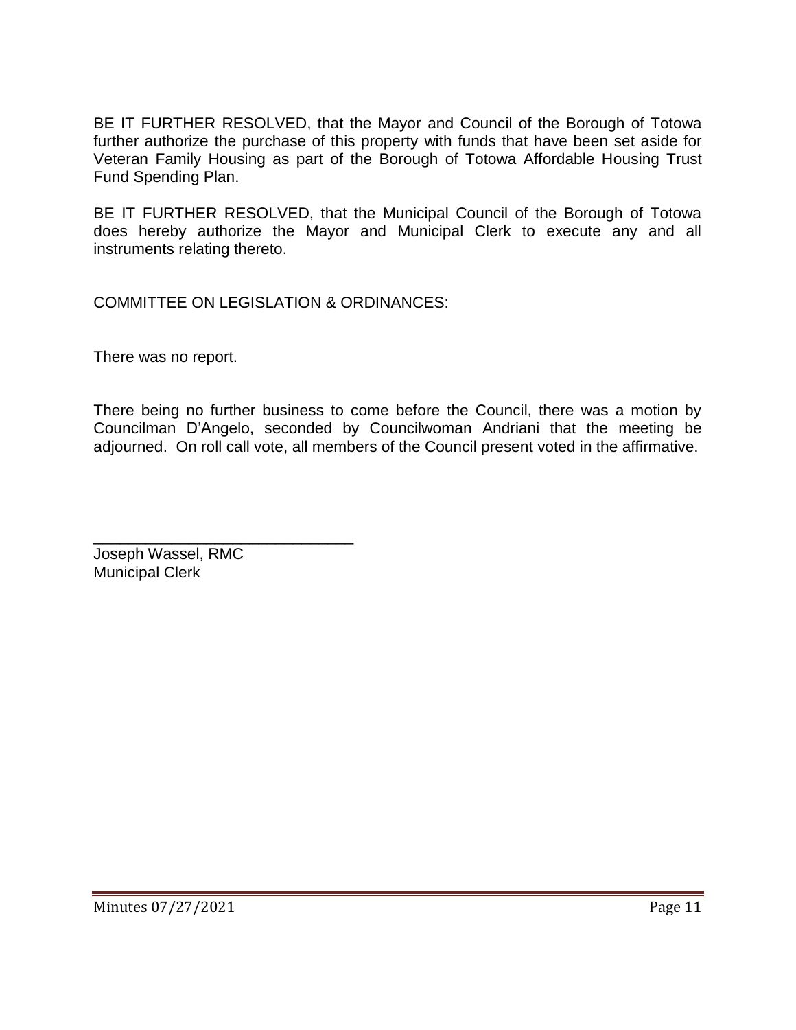BE IT FURTHER RESOLVED, that the Mayor and Council of the Borough of Totowa further authorize the purchase of this property with funds that have been set aside for Veteran Family Housing as part of the Borough of Totowa Affordable Housing Trust Fund Spending Plan.

BE IT FURTHER RESOLVED, that the Municipal Council of the Borough of Totowa does hereby authorize the Mayor and Municipal Clerk to execute any and all instruments relating thereto.

COMMITTEE ON LEGISLATION & ORDINANCES:

There was no report.

There being no further business to come before the Council, there was a motion by Councilman D'Angelo, seconded by Councilwoman Andriani that the meeting be adjourned. On roll call vote, all members of the Council present voted in the affirmative.

\_\_\_\_\_\_\_\_\_\_\_\_\_\_\_\_\_\_\_\_\_\_\_\_\_\_\_\_\_\_\_

Joseph Wassel, RMC
Municipal Clerk